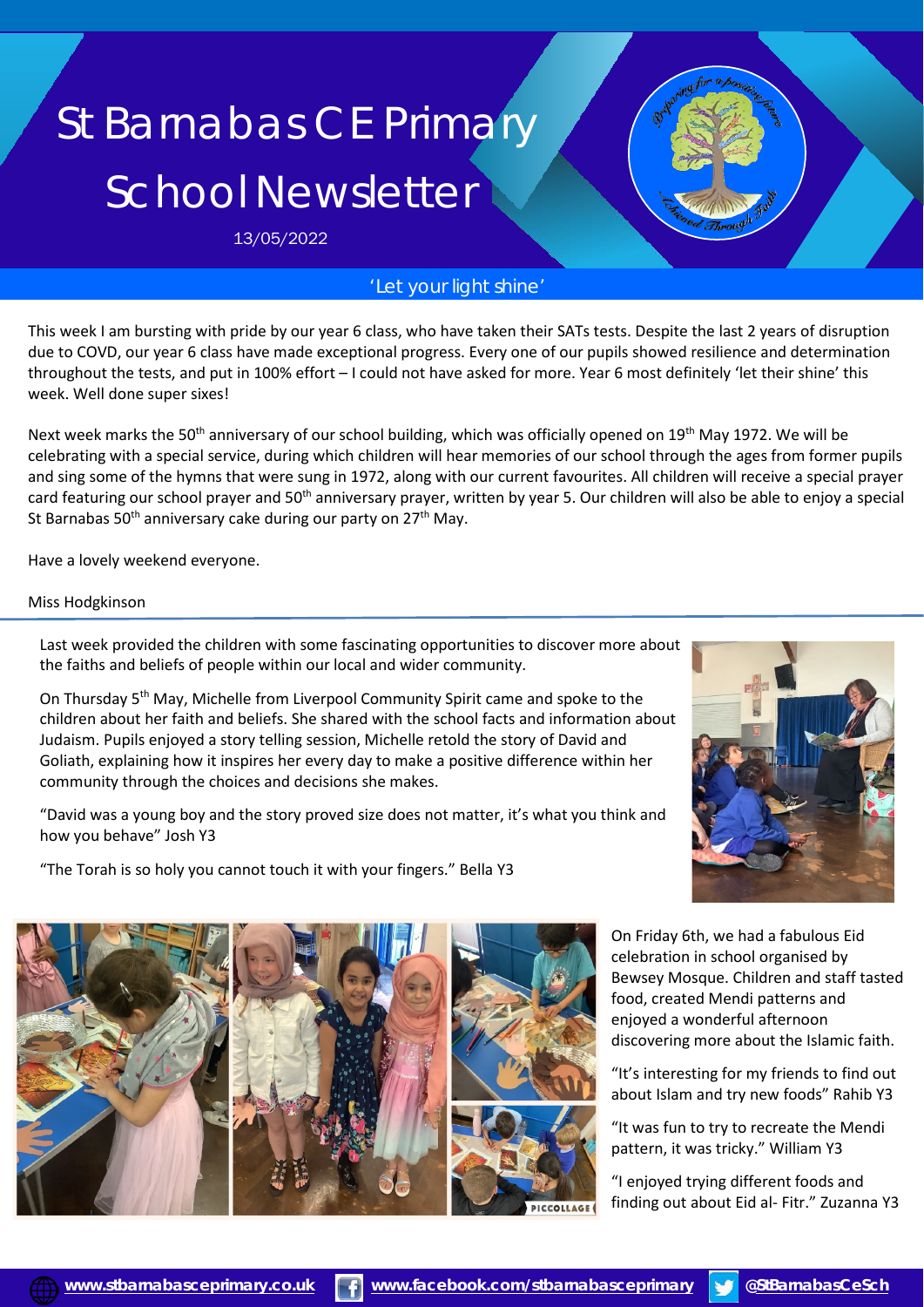# St Barnabas CE Primary School Newsletter

13/05/2022

'Let your light shine'

This week I am bursting with pride by our year 6 class, who have taken their SATs tests. Despite the last 2 years of disruption due to COVD, our year 6 class have made exceptional progress. Every one of our pupils showed resilience and determination throughout the tests, and put in 100% effort – I could not have asked for more. Year 6 most definitely 'let their shine' this week. Well done super sixes!

Next week marks the 50th anniversary of our school building, which was officially opened on 19th May 1972. We will be celebrating with a special service, during which children will hear memories of our school through the ages from former pupils and sing some of the hymns that were sung in 1972, along with our current favourites. All children will receive a special prayer card featuring our school prayer and 50th anniversary prayer, written by year 5. Our children will also be able to enjoy a special St Barnabas 50th anniversary cake during our party on 27th May.

Have a lovely weekend everyone.

Miss Hodgkinson

---

Last week provided the children with some fascinating opportunities to discover more about the faiths and beliefs of people within our local and wider community.

On Thursday 5th May, Michelle from Liverpool Community Spirit came and spoke to the children about her faith and beliefs. She shared with the school facts and information about Judaism. Pupils enjoyed a story telling session, Michelle retold the story of David and Goliath, explaining how it inspires her every day to make a positive difference within her community through the choices and decisions she makes.

"David was a young boy and the story proved size does not matter, it's what you think and how you behave" Josh Y3

"The Torah is so holy you cannot touch it with your fingers." Bella Y3

On Friday 6th, we had a fabulous Eid celebration in school organised by Bewsey Mosque. Children and staff tasted food, created Mendi patterns and enjoyed a wonderful afternoon discovering more about the Islamic faith.

"It's interesting for my friends to find out about Islam and try new foods" Rahib Y3

"It was fun to try to recreate the Mendi pattern, it was tricky." William Y3

"I enjoyed trying different foods and finding out about Eid al- Fitr." Zuzanna Y3

www.stbarnabasceprimary.co.uk | www.facebook.com/stbarnabasceprimary | @StBarnabasCeSch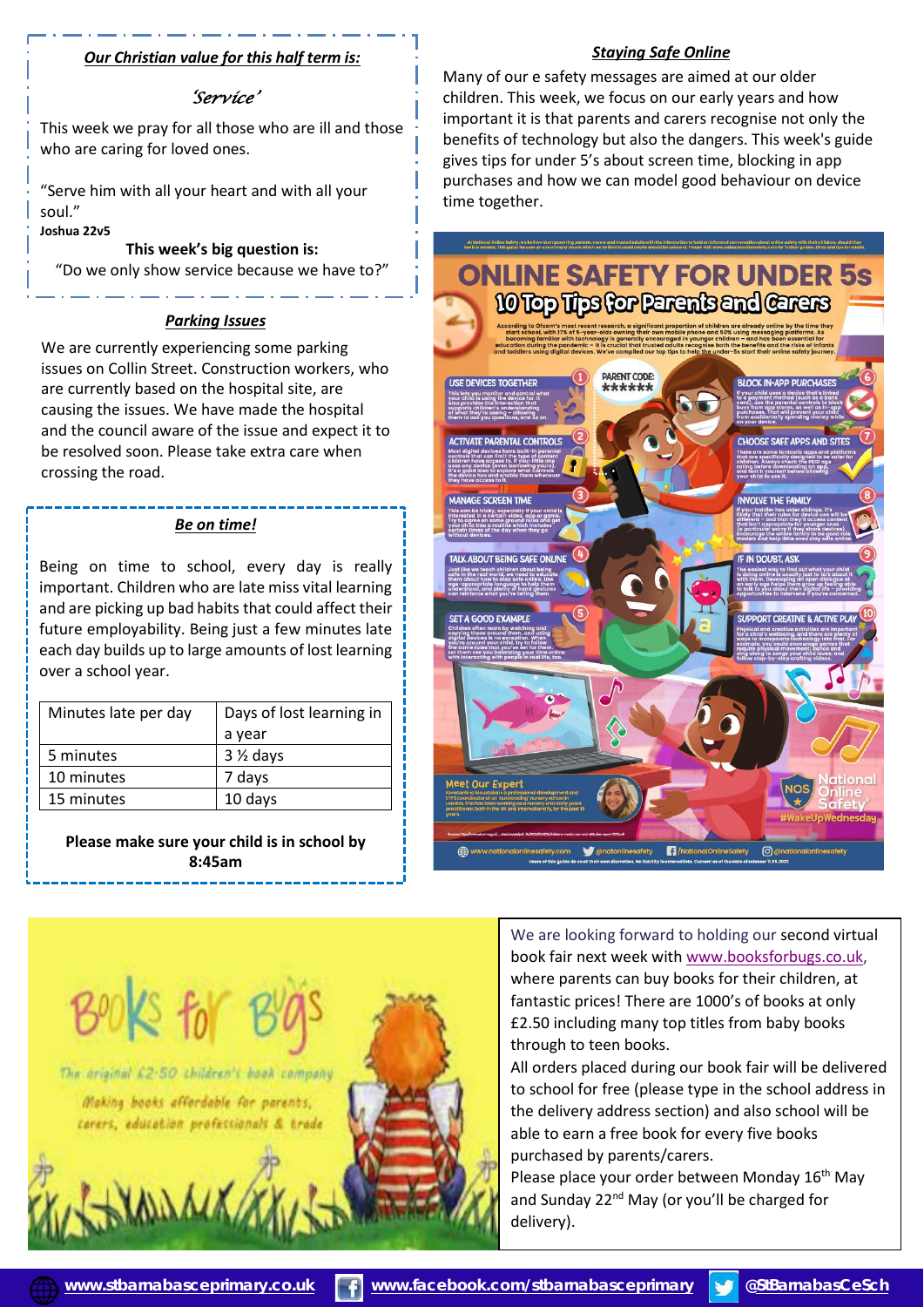### *Our Christian value for this half term is:*

*'Service'*

This week we pray for all those who are ill and those who are caring for loved ones.

"Serve him with all your heart and with all your soul."

**Joshua 22v5**

**This week's big question is:**

"Do we only show service because we have to?"

### *Parking Issues*

We are currently experiencing some parking issues on Collin Street. Construction workers, who are currently based on the hospital site, are causing the issues. We have made the hospital and the council aware of the issue and expect it to be resolved soon. Please take extra care when crossing the road.

### *Be on time!*

Being on time to school, every day is really important. Children who are late miss vital learning and are picking up bad habits that could affect their future employability. Being just a few minutes late each day builds up to large amounts of lost learning over a school year.

| Minutes late per day | Days of lost learning in a year |
| --- | --- |
| 5 minutes | 3 ½ days |
| 10 minutes | 7 days |
| 15 minutes | 10 days |

**Please make sure your child is in school by 8:45am**

### *Staying Safe Online*

Many of our e safety messages are aimed at our older children. This week, we focus on our early years and how important it is that parents and carers recognise not only the benefits of technology but also the dangers. This week's guide gives tips for under 5's about screen time, blocking in app purchases and how we can model good behaviour on device time together.

**ONLINE SAFETY FOR UNDER 5s**

**10 Top Tips for Parents and Carers**

1. USE DEVICES TOGETHER
2. ACTIVATE PARENTAL CONTROLS
3. MANAGE SCREEN TIME
4. TALK ABOUT BEING SAFE ONLINE
5. SET A GOOD EXAMPLE
6. BLOCK IN-APP PURCHASES
7. CHOOSE SAFE APPS AND SITES
8. INVOLVE THE FAMILY
9. IF IN DOUBT, ASK
10. SUPPORT CREATIVE & ACTIVE PLAY

Books for Bugs

The original £2.50 children's book company

Making books affordable for parents, carers, education professionals & trade

We are looking forward to holding our second virtual book fair next week with www.booksforbugs.co.uk, where parents can buy books for their children, at fantastic prices! There are 1000's of books at only £2.50 including many top titles from baby books through to teen books.

All orders placed during our book fair will be delivered to school for free (please type in the school address in the delivery address section) and also school will be able to earn a free book for every five books purchased by parents/carers.

Please place your order between Monday 16th May and Sunday 22nd May (or you'll be charged for delivery).

www.stbarnabasceprimary.co.uk www.facebook.com/stbarnabasceprimary @StBarnabasCeSch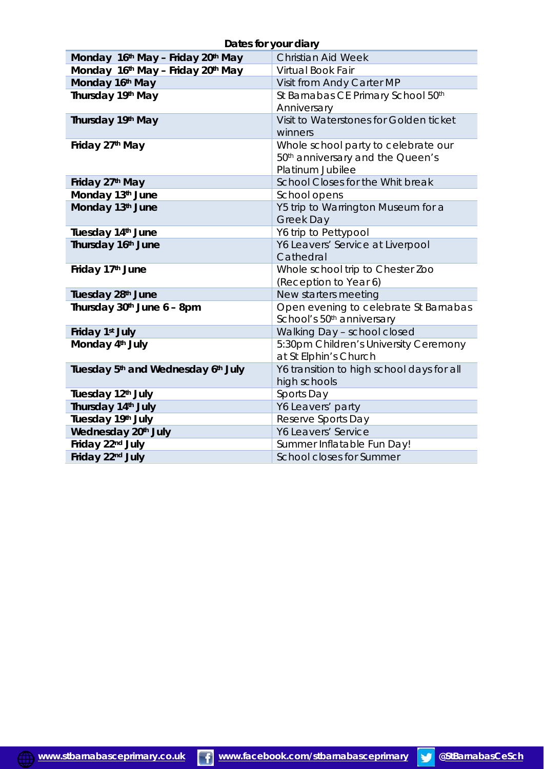**Dates for your diary**

| | |
|---|---|
| **Monday 16th May – Friday 20th May** | Christian Aid Week |
| **Monday 16th May – Friday 20th May** | Virtual Book Fair |
| **Monday 16th May** | Visit from Andy Carter MP |
| **Thursday 19th May** | St Barnabas CE Primary School 50th Anniversary |
| **Thursday 19th May** | Visit to Waterstones for Golden ticket winners |
| **Friday 27th May** | Whole school party to celebrate our 50th anniversary and the Queen's Platinum Jubilee |
| **Friday 27th May** | School Closes for the Whit break |
| **Monday 13th June** | School opens |
| **Monday 13th June** | Y5 trip to Warrington Museum for a Greek Day |
| **Tuesday 14th June** | Y6 trip to Pettypool |
| **Thursday 16th June** | Y6 Leavers' Service at Liverpool Cathedral |
| **Friday 17th June** | Whole school trip to Chester Zoo (Reception to Year 6) |
| **Tuesday 28th June** | New starters meeting |
| **Thursday 30th June 6 – 8pm** | Open evening to celebrate St Barnabas School's 50th anniversary |
| **Friday 1st July** | Walking Day – school closed |
| **Monday 4th July** | 5:30pm Children's University Ceremony at St Elphin's Church |
| **Tuesday 5th and Wednesday 6th July** | Y6 transition to high school days for all high schools |
| **Tuesday 12th July** | Sports Day |
| **Thursday 14th July** | Y6 Leavers' party |
| **Tuesday 19th July** | Reserve Sports Day |
| **Wednesday 20th July** | Y6 Leavers' Service |
| **Friday 22nd July** | Summer Inflatable Fun Day! |
| **Friday 22nd July** | School closes for Summer |

www.stbarnabasceprimary.co.uk www.facebook.com/stbarnabasceprimary @StBarnabasCeSch